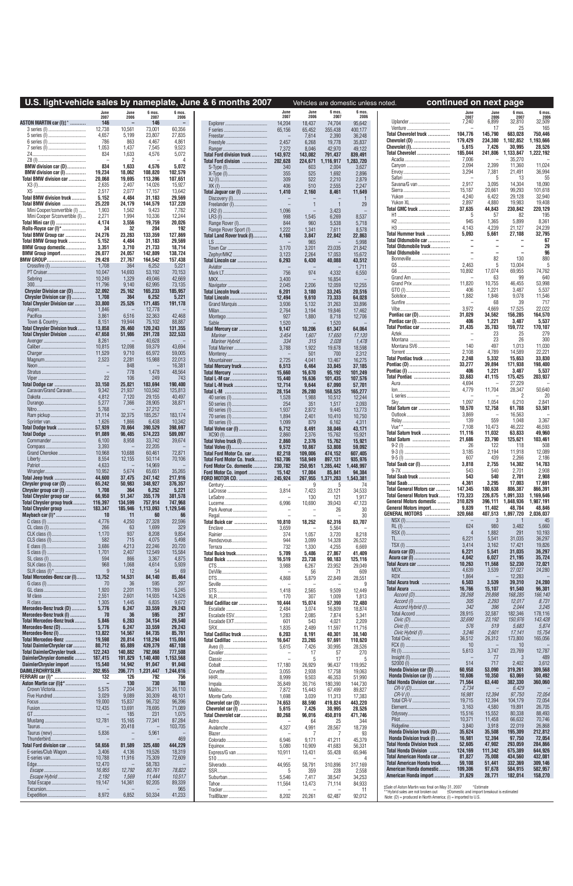# U.S. light-vehicle sales by nameplate, June & 6 months 2007

Vehicles are domestic unless noted. **continued on next page**

| | June 2007 | June 2006 | 6 mos. 2007 | 6 mos. 2006 |
|---|---|---|---|---|
| **ASTON MARTIN car (I)‡*** | **146** | **–** | **146** | **–** |
| 3 series (I) | 12,738 | 10,561 | 73,001 | 60,356 |
| 5 series (I) | 4,657 | 5,199 | 23,807 | 27,835 |
| 6 series (I) | 786 | 863 | 4,467 | 4,861 |
| 7 series (I) | 1,053 | 1,437 | 7,545 | 9,523 |
| Z4 | 834 | 1,633 | 4,576 | 5,072 |
| Z8 (I) | – | 2 | – | 4 |
| **BMW division car (D)** | **834** | **1,633** | **4,576** | **5,072** |
| **BMW division car (I)** | **19,234** | **18,062** | **108,820** | **102,579** |
| **Total BMW division car** | **20,068** | **19,695** | **113,396** | **107,651** |
| X3 (I) | 2,635 | 2,407 | 14,026 | 15,927 |
| X5 | 2,517 | 2,077 | 17,157 | 13,642 |
| **Total BMW division truck** | **5,152** | **4,484** | **31,183** | **29,569** |
| **Total BMW division** | **25,220** | **24,179** | **144,579** | **137,220** |
| Mini Cooper/convertible (I) | 1,903 | 1,562 | 9,423 | 7,782 |
| Mini Cooper S/convertible (I) | 2,271 | 1,994 | 10,336 | 12,244 |
| **Total Mini car (I)** | **4,174** | **3,556** | **19,759** | **20,026** |
| **Rolls-Royce car (I)*** | **34** | **32** | **204** | **192** |
| **Total BMW Group car** | **24,276** | **23,283** | **133,359** | **127,869** |
| **Total BMW Group truck** | **5,152** | **4,484** | **31,183** | **29,569** |
| **BMW Group domestic** | **3,351** | **3,710** | **21,733** | **18,714** |
| **BMW Group import** | **26,077** | **24,057** | **142,809** | **138,724** |
| **BMW GROUP** | **29,428** | **27,767** | **164,542** | **157,438** |
| Crossfire (I) | 1,708 | 364 | 6,252 | 5,221 |
| PT Cruiser | 10,047 | 14,693 | 53,192 | 70,153 |
| Sebring | 10,249 | 1,329 | 49,046 | 42,669 |
| 300 | 11,796 | 9,140 | 62,995 | 73,135 |
| **Chrysler Division car (D)** | **32,092** | **25,162** | **165,233** | **185,957** |
| **Chrysler Division car (I)** | **1,708** | **364** | **6,252** | **5,221** |
| **Total Chrysler Division car** | **33,800** | **25,526** | **171,485** | **191,178** |
| Aspen | 1,846 | – | 12,778 | – |
| Pacifica | 3,861 | 6,516 | 32,363 | 42,468 |
| Town & Country | 8,151 | 19,944 | 75,102 | 88,887 |
| **Total Chrysler Division truck** | **13,858** | **26,460** | **120,243** | **131,355** |
| **Total Chrysler Division** | **47,658** | **51,986** | **291,728** | **322,533** |
| Avenger | 8,261 | – | 40,628 | – |
| Caliber | 10,815 | 12,098 | 59,379 | 43,694 |
| Charger | 11,529 | 9,710 | 65,972 | 59,005 |
| Magnum | 2,523 | 2,281 | 15,988 | 22,013 |
| Neon | – | 848 | – | 16,381 |
| Stratus | – | 778 | 1,478 | 48,564 |
| Viper | 22 | 106 | 249 | 743 |
| **Total Dodge car** | **33,150** | **25,821** | **183,694** | **190,400** |
| Caravan/Grand Caravan | 9,342 | 21,937 | 103,562 | 125,813 |
| Dakota | 4,812 | 7,120 | 29,155 | 40,497 |
| Durango | 5,277 | 7,366 | 28,905 | 38,871 |
| Nitro | 5,768 | – | 37,212 | – |
| Ram pickup | 31,114 | 32,375 | 185,257 | 183,174 |
| Sprinter van | 1,626 | 1,866 | 6,438 | 10,342 |
| **Total Dodge truck** | **57,939** | **70,664** | **390,529** | **398,697** |
| **Total Dodge** | **91,089** | **96,485** | **574,223** | **589,097** |
| Commander | 6,100 | 8,958 | 33,742 | 39,674 |
| Compass | 3,393 | – | 22,205 | – |
| Grand Cherokee | 10,968 | 10,688 | 60,461 | 72,671 |
| Liberty | 8,554 | 12,155 | 50,114 | 70,106 |
| Patriot | 4,633 | – | 14,969 | – |
| Wrangler | 10,952 | 5,674 | 65,651 | 35,265 |
| **Total Jeep truck** | **44,600** | **37,475** | **247,142** | **217,916** |
| **Chrysler group car (D)** | **65,242** | **50,983** | **348,927** | **376,357** |
| **Chrysler group car (I)** | **1,708** | **364** | **6,252** | **5,221** |
| **Total Chrysler group car** | **66,950** | **51,347** | **355,179** | **381,578** |
| **Total Chrysler group truck** | **116,397** | **134,599** | **757,914** | **747,968** |
| **Total Chrysler group** | **183,347** | **185,946** | **1,113,093** | **1,129,546** |
| **Maybach car (I)*** | **10** | **11** | **60** | **66** |
| C class (I) | 4,776 | 4,250 | 27,328 | 22,596 |
| CL class (I) | 266 | 63 | 1,699 | 329 |
| CLK class (I) | 1,170 | 937 | 8,208 | 9,854 |
| CLS class (I) | 582 | 715 | 4,075 | 5,498 |
| E class (I) | 3,686 | 4,213 | 22,246 | 20,720 |
| S class (I) | 1,701 | 2,407 | 12,549 | 15,584 |
| SL class (I) | 594 | 866 | 3,367 | 4,875 |
| SLK class (I) | 968 | 1,068 | 4,614 | 5,939 |
| SLR class (I)* | 9 | 12 | 54 | 69 |
| **Total Mercedes-Benz car (I)** | **13,752** | **14,531** | **84,140** | **85,464** |
| G class (I) | 70 | 36 | 595 | 297 |
| GL class | 1,920 | 2,201 | 11,789 | 5,245 |
| M class | 2,551 | 2,601 | 14,935 | 14,326 |
| R class | 1,305 | 1,445 | 6,835 | 9,672 |
| **Mercedes-Benz truck (D)** | **5,776** | **6,247** | **33,559** | **29,243** |
| **Mercedes-Benz truck (I)** | **70** | **36** | **595** | **297** |
| **Total Mercedes-Benz truck** | **5,846** | **6,283** | **34,154** | **29,540** |
| **Mercedes-Benz (D)** | **5,776** | **6,247** | **33,559** | **29,243** |
| **Mercedes-Benz (I)** | **13,822** | **14,567** | **84,735** | **85,761** |
| **Total Mercedes-Benz** | **19,598** | **20,814** | **118,294** | **115,004** |
| **Total DaimlerChrysler car** | **80,712** | **65,889** | **439,379** | **467,108** |
| **Total DaimlerChrysler truck** | **122,243** | **140,882** | **792,068** | **777,508** |
| **DaimlerChrysler domestic** | **187,415** | **191,829** | **1,140,400** | **1,153,568** |
| **DaimlerChrysler import** | **15,540** | **14,942** | **91,047** | **91,048** |
| **DAIMLERCHRYSLER** | **202,955** | **206,771** | **1,231,447** | **1,244,616** |
| **FERRARI car (I)*** | **132** | **126** | **792** | **756** |
| **Aston Martin car (I)‡*** | **–** | **130** | **730** | **780** |
| Crown Victoria | 5,575 | 7,204 | 36,211 | 36,110 |
| Five Hundred | 3,029 | 9,089 | 30,309 | 48,101 |
| Focus | 19,000 | 15,837 | 96,732 | 96,396 |
| Fusion | 12,435 | 13,691 | 78,695 | 71,089 |
| GT | – | 185 | 231 | 1,075 |
| Mustang | 12,781 | 15,165 | 77,341 | 87,284 |
| Taurus | – | 20,418 | – | 103,705 |
| Taurus (new) | 5,836 | – | 5,961 | – |
| Thunderbird | – | – | – | 469 |
| **Total Ford division car** | **58,656** | **81,589** | **325,480** | **444,229** |
| E-series/Club Wagon | 3,406 | 4,136 | 19,526 | 18,319 |
| E-series van | 10,788 | 11,916 | 75,309 | 72,609 |
| Edge | 12,470 | – | 58,783 | – |
| *Escape* | *16,955* | *12,792* | *80,761* | *78,822* |
| *Escape Hybrid* | *2,192* | *1,569* | *11,444* | *10,517* |
| Total Escape | 19,147 | 14,361 | 92,205 | 89,339 |
| Excursion | – | – | – | 965 |
| Expedition | 8,972 | 6,852 | 50,334 | 41,233 |
| Explorer | 14,204 | 18,437 | 74,704 | 95,642 |
| F series | 65,156 | 65,452 | 355,438 | 400,177 |
| Freestar | – | 7,614 | 2,390 | 36,248 |
| Freestyle | 2,457 | 6,268 | 19,778 | 35,837 |
| Ranger | 7,372 | 8,046 | 42,970 | 49,122 |
| **Total Ford division truck** | **143,972** | **143,082** | **791,437** | **839,491** |
| **Total Ford division** | **202,628** | **224,671** | **1,116,917** | **1,283,720** |
| S-Type (I) | 340 | 603 | 2,004 | 3,627 |
| X-Type (I) | 355 | 525 | 1,892 | 2,896 |
| XJ (I) | 309 | 522 | 2,210 | 2,879 |
| XK (I) | 406 | 510 | 2,555 | 2,247 |
| **Total Jaguar car (I)** | **1,410** | **2,160** | **8,461** | **11,649** |
| Discovery (I) | – | – | – | 1 |
| Freelander (I) | – | 1 | 1 | 29 |
| LR2 (I) | 1,096 | – | 3,423 | – |
| LR3 (I) | 998 | 1,545 | 6,269 | 8,537 |
| Range Rover (I) | 844 | 960 | 5,538 | 5,718 |
| Range Rover Sport (I) | 1,222 | 1,341 | 7,611 | 8,578 |
| **Total Land Rover truck (I)** | **4,160** | **3,847** | **22,842** | **22,863** |
| LS | – | 965 | – | 5,998 |
| Town Car | 3,170 | 3,201 | 23,035 | 21,842 |
| Zephyr/MKZ | 3,123 | 2,264 | 17,053 | 15,672 |
| **Total Lincoln car** | **6,293** | **6,430** | **40,088** | **43,512** |
| Aviator | – | – | – | 1,711 |
| Mark LT | 756 | 974 | 4,332 | 6,550 |
| MKX | 3,400 | – | 16,854 | – |
| Navigator | 2,045 | 2,206 | 12,059 | 12,255 |
| **Total Lincoln truck** | **6,201** | **3,180** | **33,245** | **20,516** |
| **Total Lincoln** | **12,494** | **9,610** | **73,333** | **64,028** |
| Grand Marquis | 3,936 | 5,132 | 31,263 | 33,896 |
| Milan | 2,764 | 3,194 | 19,846 | 17,462 |
| Montego | 927 | 1,880 | 8,718 | 12,706 |
| Sable | 1,520 | – | 1,520 | – |
| **Total Mercury car** | **9,147** | **10,206** | **61,347** | **64,064** |
| *Mariner* | *3,454* | *1,607* | *17,650* | *17,120* |
| *Mariner Hybrid* | *334* | *315* | *2,028* | *1,478* |
| Total Mariner | 3,788 | 1,922 | 19,678 | 18,598 |
| Monterey | – | 501 | 700 | 2,312 |
| Mountaineer | 2,725 | 4,041 | 13,467 | 16,275 |
| **Total Mercury truck** | **6,513** | **6,464** | **33,845** | **37,185** |
| **Total Mercury** | **15,660** | **16,670** | **95,192** | **101,249** |
| **Total L-M car** | **15,440** | **16,636** | **101,435** | **107,576** |
| **Total L-M truck** | **12,714** | **9,644** | **67,090** | **57,701** |
| **Total L-M** | **28,154** | **26,280** | **168,525** | **165,277** |
| 40 series (I) | 1,528 | 1,988 | 10,512 | 12,244 |
| 50 series (I) | 254 | 351 | 1,517 | 2,093 |
| 60 series (I) | 1,937 | 2,872 | 9,445 | 13,773 |
| 70 series (I) | 1,894 | 2,401 | 10,410 | 10,750 |
| 80 series (I) | 1,099 | 879 | 6,162 | 4,311 |
| **Total Volvo car (I)** | **6,712** | **8,491** | **38,046** | **43,171** |
| XC90 (I) | 2,860 | 2,376 | 15,762 | 15,921 |
| **Total Volvo truck (I)** | **2,860** | **2,376** | **15,762** | **15,921** |
| **Total Volvo (I)** | **9,572** | **10,867** | **53,808** | **59,092** |
| **Total Ford Motor Co. car** | **82,218** | **109,006** | **474,152** | **607,405** |
| **Total Ford Motor Co. truck** | **163,706** | **158,949** | **897,131** | **935,976** |
| **Ford Motor Co. domestic** | **230,782** | **250,951** | **1,285,442** | **1,448,997** |
| **Ford Motor Co. import** | **15,142** | **17,004** | **85,841** | **94,384** |
| **FORD MOTOR CO.** | **245,924** | **267,955** | **1,371,283** | **1,543,381** |
| Century | – | 9 | 5 | 74 |
| LaCrosse | 3,814 | 7,423 | 23,121 | 34,533 |
| LeSabre | – | 130 | 121 | 1,917 |
| Lucerne | 6,996 | 10,690 | 39,043 | 47,123 |
| Park Avenue | – | – | 26 | 30 |
| Regal | – | – | – | 30 |
| **Total Buick car** | **10,810** | **18,252** | **62,316** | **83,707** |
| Enclave | 3,659 | – | 5,564 | – |
| Rainier | 374 | 1,057 | 3,720 | 8,218 |
| Rendezvous | 944 | 3,099 | 14,328 | 26,522 |
| Terraza | 732 | 1,330 | 4,255 | 6,669 |
| **Total Buick truck** | **5,709** | **5,486** | **27,867** | **41,409** |
| **Total Buick** | **16,519** | **23,738** | **90,183** | **125,116** |
| CTS | 3,988 | 6,267 | 23,952 | 29,049 |
| DeVille | – | 56 | 71 | 609 |
| DTS | 4,868 | 5,879 | 22,849 | 28,551 |
| Seville | – | – | – | 9 |
| STS | 1,418 | 2,565 | 9,509 | 12,449 |
| XLR | 170 | 307 | 1,009 | 1,813 |
| **Total Cadillac car** | **10,444** | **15,074** | **57,390** | **72,480** |
| Escalade | 2,484 | 3,074 | 16,809 | 18,874 |
| Escalade ESV | 1,283 | 2,085 | 7,874 | 5,341 |
| Escalade EXT | 601 | 543 | 4,021 | 2,209 |
| SRX | 1,835 | 2,489 | 11,597 | 11,716 |
| **Total Cadillac truck** | **6,203** | **8,191** | **40,301** | **38,140** |
| **Total Cadillac** | **16,647** | **23,265** | **97,691** | **110,620** |
| Aveo (I) | 5,615 | 7,426 | 30,995 | 28,526 |
| Cavalier | – | 17 | 57 | 270 |
| Classic | – | 5 | 17 | 5 |
| Cobalt | 17,180 | 26,929 | 96,437 | 119,952 |
| Corvette | 3,055 | 2,938 | 17,758 | 19,063 |
| HHR | 8,999 | 8,503 | 46,353 | 51,990 |
| Impala | 35,849 | 30,716 | 180,390 | 144,730 |
| Malibu | 7,872 | 15,443 | 67,499 | 89,827 |
| Monte Carlo | 1,698 | 3,039 | 11,313 | 17,383 |
| **Chevrolet car (D)** | **74,653** | **88,590** | **419,824** | **443,220** |
| **Chevrolet car (I)** | **5,615** | **7,426** | **30,995** | **28,526** |
| **Total Chevrolet car** | **80,268** | **96,016** | **450,819** | **471,746** |
| Astro | – | 64 | 25 | 344 |
| Avalanche | 4,327 | 4,991 | 28,567 | 18,739 |
| Blazer | – | 7 | 7 | 93 |
| Colorado | 6,946 | 9,171 | 41,211 | 45,379 |
| Equinox | 5,080 | 10,909 | 41,683 | 56,331 |
| Express/G van | 10,911 | 13,431 | 55,428 | 65,946 |
| S10 | – | – | – | 4 |
| Silverado | 44,955 | 58,791 | 310,896 | 317,169 |
| SSR | 5 | 359 | 228 | 2,558 |
| Suburban | 5,546 | 7,417 | 38,547 | 34,253 |
| Tahoe | 11,564 | 13,473 | 71,114 | 84,933 |
| Tracker | – | – | – | 11 |
| TrailBlazer | 8,202 | 20,261 | 62,487 | 92,012 |
| Uplander | 7,240 | 6,899 | 32,810 | 32,509 |
| Venture | – | 17 | 25 | 165 |
| **Total Chevrolet truck** | **104,776** | **145,790** | **683,028** | **750,446** |
| **Chevrolet (D)** | **179,429** | **234,380** | **1,102,852** | **1,193,666** |
| **Chevrolet (I)** | **5,615** | **7,426** | **30,995** | **28,526** |
| **Total Chevrolet** | **185,044** | **241,806** | **1,133,847** | **1,222,192** |
| Acadia | 7,006 | – | 35,270 | – |
| Canyon | 2,094 | 2,399 | 11,360 | 11,024 |
| Envoy | 3,294 | 7,381 | 21,491 | 36,994 |
| Safari | – | 5 | 13 | 55 |
| Savana/G van | 2,917 | 3,095 | 14,304 | 18,090 |
| Sierra | 15,187 | 20,861 | 99,203 | 101,618 |
| Yukon | 4,240 | 6,422 | 29,128 | 32,940 |
| Yukon XL | 2,897 | 4,680 | 19,983 | 19,408 |
| **Total GMC truck** | **37,635** | **44,843** | **230,842** | **220,129** |
| H1 | 5 | 57 | 82 | 195 |
| H2 | 945 | 1,365 | 5,899 | 8,361 |
| H3 | 4,143 | 4,239 | 21,127 | 24,239 |
| **Total Hummer truck** | **5,093** | **5,661** | **27,108** | **32,795** |
| **Total Oldsmobile car** | **–** | **–** | **–** | **67** |
| **Total Oldsmobile truck** | **–** | **–** | **–** | **29** |
| **Total Oldsmobile** | **–** | **–** | **–** | **96** |
| Bonneville | – | 82 | 130 | 880 |
| G5 | 2,463 | 5 | 13,004 | 5 |
| G6 | 10,892 | 17,074 | 69,955 | 74,762 |
| Grand Am | – | 63 | 99 | 640 |
| Grand Prix | 11,820 | 10,755 | 46,455 | 53,998 |
| GTO (I) | 406 | 1,221 | 3,487 | 5,537 |
| Solstice | 1,882 | 1,846 | 9,078 | 11,546 |
| Sunfire | – | 68 | 39 | 717 |
| Vibe | 3,972 | 4,669 | 17,525 | 22,022 |
| **Pontiac car (D)** | **31,029** | **34,562** | **156,285** | **164,570** |
| **Pontiac car (I)** | **406** | **1,221** | **3,487** | **5,537** |
| **Total Pontiac car** | **31,435** | **35,783** | **159,772** | **170,107** |
| Aztek | – | 23 | 25 | 279 |
| Montana | – | 23 | 26 | 300 |
| Montana SV6 | 140 | 497 | 1,013 | 11,030 |
| Torrent | 2,108 | 4,789 | 14,589 | 22,221 |
| **Total Pontiac truck** | **2,248** | **5,332** | **15,653** | **33,830** |
| **Pontiac (D)** | **33,277** | **39,894** | **171,938** | **198,400** |
| **Pontiac (I)** | **406** | **1,221** | **3,487** | **5,537** |
| **Total Pontiac** | **33,683** | **41,115** | **175,425** | **203,937** |
| Aura | 4,694 | – | 27,229 | – |
| Ion | 4,779 | 11,704 | 28,347 | 50,640 |
| L series | – | – | 2 | 20 |
| Sky | 1,097 | 1,054 | 6,210 | 2,841 |
| **Total Saturn car** | **10,570** | **12,758** | **61,788** | **53,501** |
| Outlook | 3,869 | – | 16,563 | – |
| Relay | 139 | 559 | 1,048 | 3,367 |
| Vue*° | 7,108 | 10,473 | 46,222 | 46,593 |
| **Total Saturn truck** | **11,116** | **11,032** | **63,833** | **49,960** |
| **Total Saturn** | **21,686** | **23,790** | **125,621** | **103,461** |
| 9-2X (I) | 26 | 122 | 118 | 508 |
| 9-3 (I) | 3,185 | 2,194 | 11,918 | 12,089 |
| 9-5 (I) | 607 | 439 | 2,266 | 2,186 |
| **Total Saab car (I)** | **3,818** | **2,755** | **14,302** | **14,783** |
| 9-7X | 543 | 540 | 2,701 | 2,908 |
| **Total Saab truck** | **543** | **540** | **2,701** | **2,908** |
| **Total Saab** | **4,361** | **3,295** | **17,003** | **17,691** |
| **Total General Motors car** | **147,345** | **180,638** | **806,387** | **866,391** |
| **Total General Motors truck** | **173,323** | **226,875** | **1,091,333** | **1,169,646** |
| **General Motors domestic** | **310,829** | **396,111** | **1,848,936** | **1,987,191** |
| **General Motors import** | **9,839** | **11,402** | **48,784** | **48,846** |
| **GENERAL MOTORS** | **320,668** | **407,513** | **1,897,720** | **2,036,037** |
| NSX (I) | – | 3 | 1 | 45 |
| RL (I) | 624 | 980 | 3,482 | 5,660 |
| RSX (I) | 4 | 1,882 | 291 | 10,193 |
| TL | 6,221 | 5,541 | 31,035 | 36,297 |
| TSX (I) | 3,414 | 3,162 | 17,421 | 19,826 |
| **Acura car (D)** | **6,221** | **5,541** | **31,035** | **36,297** |
| **Acura car (I)** | **4,042** | **6,027** | **21,195** | **35,724** |
| **Total Acura car** | **10,263** | **11,568** | **52,230** | **72,021** |
| MDX | 4,639 | 3,539 | 27,027 | 24,280 |
| RDX | 1,864 | – | 12,283 | – |
| **Total Acura truck** | **6,503** | **3,539** | **39,310** | **24,280** |
| **Total Acura** | **16,766** | **15,107** | **91,540** | **96,301** |
| *Accord (D)* | *28,268* | *29,898* | *168,285* | *166,140* |
| *Accord (I)* | *305* | *2,293* | *12,017* | *8,731* |
| *Accord Hybrid (I)* | *342* | *396* | *2,044* | *3,245* |
| Total Accord | 28,915 | 32,587 | 182,346 | 178,116 |
| *Civic (D)* | *32,690* | *23,192* | *150,976* | *143,428* |
| *Civic (I)* | *576* | *519* | *5,683* | *5,874* |
| *Civic Hybrid (I)* | *3,246* | *2,601* | *17,141* | *15,754* |
| Total Civic | 36,512 | 26,312 | 173,800 | 165,056 |
| FCX (I) | – | – | 10 | – |
| Fit (I) | 5,613 | 3,747 | 23,769 | 12,787 |
| Insight (I) | – | 77 | 3 | 489 |
| S2000 (I) | 514 | 717 | 2,402 | 3,612 |
| **Honda Division car (D)** | **60,958** | **53,090** | **319,261** | **309,568** |
| **Honda Division car (I)** | **10,606** | **10,350** | **63,069** | **50,492** |
| **Total Honda Division car** | **71,564** | **63,440** | **382,330** | **360,060** |
| *CR-V (D)* | *2,734* | *–* | *6,429* | *–* |
| *CR-V (I)* | *16,981* | *12,394* | *97,750* | *72,054* |
| Total CR-V | 19,715 | 12,394 | 104,179 | 72,054 |
| Element | 3,163 | 4,580 | 19,891 | 26,705 |
| Odyssey | 15,516 | 15,552 | 80,338 | 88,493 |
| Pilot | 10,371 | 11,458 | 66,632 | 70,746 |
| Ridgeline | 3,840 | 3,918 | 22,019 | 26,868 |
| **Honda Division truck (D)** | **35,624** | **35,508** | **195,309** | **212,812** |
| **Honda Division truck (I)** | **16,981** | **12,394** | **97,750** | **72,054** |
| **Total Honda Division truck** | **52,605** | **47,902** | **293,059** | **284,866** |
| **Total Honda Division** | **124,169** | **111,342** | **675,389** | **644,926** |
| **Total American Honda car** | **81,827** | **75,008** | **434,560** | **432,081** |
| **Total American Honda truck** | **59,108** | **51,441** | **332,369** | **309,146** |
| **American Honda domestic** | **109,306** | **97,678** | **584,915** | **582,957** |
| **American Honda import** | **31,629** | **28,771** | **182,014** | **158,270** |

‡Sale of Aston Martin was final on May 31, 2007 *Estimate
°Hybrid sales are not broken out †Domestic and import breakout is estimated
Note: (D) = produced in North America; (I) = imported to U.S.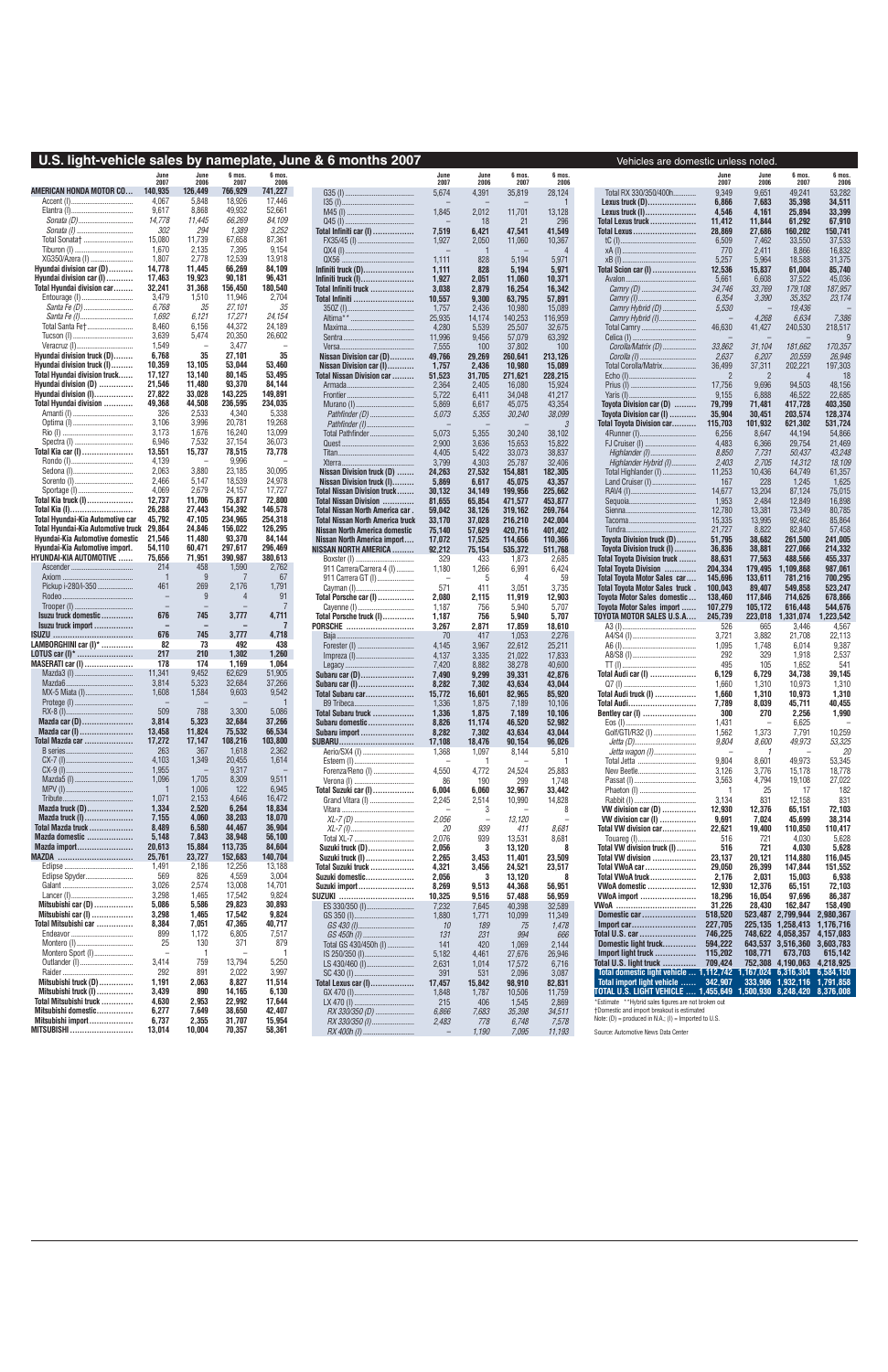## U.S. light-vehicle sales by nameplate, June & 6 months 2007

Vehicles are domestic unless noted.

| | June 2007 | June 2006 | 6 mos. 2007 | 6 mos. 2006 |
|---|---|---|---|---|
| AMERICAN HONDA MOTOR CO.... | 140,935 | 126,449 | 766,929 | 741,227 |
| Accent (I) | 4,067 | 5,848 | 18,926 | 17,446 |
| Elantra (I) | 9,617 | 8,868 | 49,932 | 52,661 |
| *Sonata (D)* | *14,778* | *11,445* | *66,269* | *84,109* |
| *Sonata (I)* | *302* | *294* | *1,389* | *3,252* |
| Total Sonata† | 15,080 | 11,739 | 67,658 | 87,361 |
| Tiburon (I) | 1,670 | 2,135 | 7,395 | 9,154 |
| XG350/Azera (I) | 1,807 | 2,778 | 12,539 | 13,918 |
| Hyundai division car (D) | 14,778 | 11,445 | 66,269 | 84,109 |
| Hyundai division car (I) | 17,463 | 19,923 | 90,181 | 96,431 |
| Total Hyundai division car | 32,241 | 31,368 | 156,450 | 180,540 |
| Entourage (I) | 3,479 | 1,510 | 11,946 | 2,704 |
| *Santa Fe (D)* | *6,768* | *35* | *27,101* | *35* |
| *Santa Fe (I)* | *1,692* | *6,121* | *17,271* | *24,154* |
| Total Santa Fe† | 8,460 | 6,156 | 44,372 | 24,189 |
| Tucson (I) | 3,639 | 5,474 | 20,350 | 26,602 |
| Veracruz (I) | 1,549 | – | 3,477 | – |
| Hyundai division truck (D) | 6,768 | 35 | 27,101 | 35 |
| Hyundai division truck (I) | 10,359 | 13,105 | 53,044 | 53,460 |
| Total Hyundai division truck | 17,127 | 13,140 | 80,145 | 53,495 |
| Hyundai division (D) | 21,546 | 11,480 | 93,370 | 84,144 |
| Hyundai division (I) | 27,822 | 33,028 | 143,225 | 149,891 |
| Total Hyundai division | 49,368 | 44,508 | 236,595 | 234,035 |
| Amanti (I) | 326 | 2,533 | 4,340 | 5,338 |
| Optima (I) | 3,106 | 3,996 | 20,781 | 19,268 |
| Rio (I) | 3,173 | 1,676 | 16,240 | 13,099 |
| Spectra (I) | 6,946 | 7,532 | 37,154 | 36,073 |
| Total Kia car (I) | 13,551 | 15,737 | 78,515 | 73,778 |
| Rondo (I) | 4,139 | – | 9,996 | – |
| Sedona (I) | 2,063 | 3,880 | 23,185 | 30,095 |
| Sorento (I) | 2,466 | 5,147 | 18,539 | 24,978 |
| Sportage (I) | 4,069 | 2,679 | 24,157 | 17,727 |
| Total Kia truck (I) | 12,737 | 11,706 | 75,877 | 72,800 |
| Total Kia (I) | 26,288 | 27,443 | 154,392 | 146,578 |
| Total Hyundai-Kia Automotive car | 45,792 | 47,105 | 234,965 | 254,318 |
| Total Hyundai-Kia Automotive truck | 29,864 | 24,846 | 156,022 | 126,295 |
| Hyundai-Kia Automotive domestic | 21,546 | 11,480 | 93,370 | 84,144 |
| Hyundai-Kia Automotive import | 54,110 | 60,471 | 297,617 | 296,469 |
| HYUNDAI-KIA AUTOMOTIVE | 75,656 | 71,951 | 390,987 | 380,613 |
| Ascender | 214 | 458 | 1,590 | 2,762 |
| Axiom | 1 | 9 | 7 | 67 |
| Pickup i-280/i-350 | 461 | 269 | 2,176 | 1,791 |
| Rodeo | – | 9 | 4 | 91 |
| Trooper (I) | – | – | – | 7 |
| Isuzu truck domestic | 676 | 745 | 3,777 | 4,711 |
| Isuzu truck import | – | – | – | 7 |
| ISUZU | 676 | 745 | 3,777 | 4,718 |
| LAMBORGHINI car (I)* | 82 | 73 | 492 | 438 |
| LOTUS car (I)* | 217 | 210 | 1,302 | 1,260 |
| MASERATI car (I) | 178 | 174 | 1,169 | 1,064 |
| Mazda3 (I) | 11,341 | 9,452 | 62,629 | 51,905 |
| Mazda6 | 3,814 | 5,323 | 32,684 | 37,266 |
| MX-5 Miata (I) | 1,608 | 1,584 | 9,603 | 9,542 |
| Protege (I) | – | – | – | 1 |
| RX-8 (I) | 509 | 788 | 3,300 | 5,086 |
| Mazda car (D) | 3,814 | 5,323 | 32,684 | 37,266 |
| Mazda car (I) | 13,458 | 11,824 | 75,532 | 66,534 |
| Total Mazda car | 17,272 | 17,147 | 108,216 | 103,800 |
| B series | 263 | 367 | 1,618 | 2,362 |
| CX-7 (I) | 4,103 | 1,349 | 20,455 | 1,614 |
| CX-9 (I) | 1,955 | – | 9,317 | – |
| Mazda5 (I) | 1,096 | 1,705 | 8,309 | 9,511 |
| MPV (I) | 1 | 1,006 | 122 | 6,945 |
| Tribute | 1,071 | 2,153 | 4,646 | 16,472 |
| Mazda truck (D) | 1,334 | 2,520 | 6,264 | 18,834 |
| Mazda truck (I) | 7,155 | 4,060 | 38,203 | 18,070 |
| Total Mazda truck | 8,489 | 6,580 | 44,467 | 36,904 |
| Mazda domestic | 5,148 | 7,843 | 38,948 | 56,100 |
| Mazda import | 20,613 | 15,884 | 113,735 | 84,604 |
| MAZDA | 25,761 | 23,727 | 152,683 | 140,704 |
| Eclipse | 1,491 | 2,186 | 12,256 | 13,188 |
| Eclipse Spyder | 569 | 826 | 4,559 | 3,004 |
| Galant | 3,026 | 2,574 | 13,008 | 14,701 |
| Lancer (I) | 3,298 | 1,465 | 17,542 | 9,824 |
| Mitsubishi car (D) | 5,086 | 5,586 | 29,823 | 30,893 |
| Mitsubishi car (I) | 3,298 | 1,465 | 17,542 | 9,824 |
| Total Mitsubishi car | 8,384 | 7,051 | 47,365 | 40,717 |
| Endeavor | 899 | 1,172 | 6,805 | 7,517 |
| Montero (I) | 25 | 130 | 371 | 879 |
| Montero Sport (I) | – | 1 | – | 1 |
| Outlander (I) | 3,414 | 759 | 13,794 | 5,250 |
| Raider | 292 | 891 | 2,022 | 3,997 |
| Mitsubishi truck (D) | 1,191 | 2,063 | 8,827 | 11,514 |
| Mitsubishi truck (I) | 3,439 | 890 | 14,165 | 6,130 |
| Total Mitsubishi truck | 4,630 | 2,953 | 22,992 | 17,644 |
| Mitsubishi domestic | 6,277 | 7,649 | 38,650 | 42,407 |
| Mitsubishi import | 6,737 | 2,355 | 31,707 | 15,954 |
| MITSUBISHI | 13,014 | 10,004 | 70,357 | 58,361 |
| G35 (I) | 5,674 | 4,391 | 35,819 | 28,124 |
| I35 (I) | – | – | – | 1 |
| M45 (I) | 1,845 | 2,012 | 11,701 | 13,128 |
| Q45 (I) | – | 18 | 21 | 296 |
| Total Infiniti car (I) | 7,519 | 6,421 | 47,541 | 41,549 |
| FX35/45 (I) | 1,927 | 2,050 | 11,060 | 10,367 |
| QX4 (I) | – | 1 | – | 4 |
| QX56 | 1,111 | 828 | 5,194 | 5,971 |
| Infiniti truck (D) | 1,111 | 828 | 5,194 | 5,971 |
| Infiniti truck (I) | 1,927 | 2,051 | 11,060 | 10,371 |
| Total Infiniti truck | 3,038 | 2,879 | 16,254 | 16,342 |
| Total Infiniti | 10,557 | 9,300 | 63,795 | 57,891 |
| 350Z (I) | 1,757 | 2,436 | 10,980 | 15,089 |
| Altima* | 25,935 | 14,174 | 140,253 | 116,959 |
| Maxima | 4,280 | 5,539 | 25,507 | 32,675 |
| Sentra | 11,996 | 9,456 | 57,079 | 63,392 |
| Versa | 7,555 | 100 | 37,802 | 100 |
| Nissan Division car (D) | 49,766 | 29,269 | 260,641 | 213,126 |
| Nissan Division car (I) | 1,757 | 2,436 | 10,980 | 15,089 |
| Total Nissan Division car | 51,523 | 31,705 | 271,621 | 228,215 |
| Armada | 2,364 | 2,405 | 16,080 | 15,924 |
| Frontier | 5,722 | 6,411 | 34,048 | 41,217 |
| Murano (I) | 5,869 | 6,617 | 45,075 | 43,354 |
| *Pathfinder (D)* | *5,073* | *5,355* | *30,240* | *38,099* |
| *Pathfinder (I)* | – | – | – | *3* |
| Total Pathfinder | 5,073 | 5,355 | 30,240 | 38,102 |
| Quest | 2,900 | 3,636 | 15,653 | 15,822 |
| Titan | 4,405 | 5,422 | 33,073 | 38,837 |
| Xterra | 3,799 | 4,303 | 25,787 | 32,406 |
| Nissan Division truck (D) | 24,263 | 27,532 | 154,881 | 182,305 |
| Nissan Division truck (I) | 5,869 | 6,617 | 45,075 | 43,357 |
| Total Nissan Division truck | 30,132 | 34,149 | 199,956 | 225,662 |
| Total Nissan Division | 81,655 | 65,854 | 471,577 | 453,877 |
| Total Nissan North America car | 59,042 | 38,126 | 319,162 | 269,764 |
| Total Nissan North America truck | 33,170 | 37,028 | 216,210 | 242,004 |
| Nissan North America domestic | 75,140 | 57,629 | 420,716 | 401,402 |
| Nissan North America import | 17,072 | 17,525 | 114,656 | 110,366 |
| NISSAN NORTH AMERICA | 92,212 | 75,154 | 535,372 | 511,768 |
| Boxster (I) | 329 | 433 | 1,873 | 2,685 |
| 911 Carrera/Carrera 4 (I) | 1,180 | 1,266 | 6,991 | 6,424 |
| 911 Carrera GT (I) | – | 5 | 4 | 59 |
| Cayman (I) | 571 | 411 | 3,051 | 3,735 |
| Total Porsche car (I) | 2,080 | 2,115 | 11,919 | 12,903 |
| Cayenne (I) | 1,187 | 756 | 5,940 | 5,707 |
| Total Porsche truck (I) | 1,187 | 756 | 5,940 | 5,707 |
| PORSCHE | 3,267 | 2,871 | 17,859 | 18,610 |
| Baja | 70 | 417 | 1,053 | 2,276 |
| Forester (I) | 4,145 | 3,967 | 22,612 | 25,211 |
| Impreza (I) | 4,137 | 3,335 | 21,022 | 17,833 |
| Legacy | 7,420 | 8,882 | 38,278 | 40,600 |
| Subaru car (D) | 7,490 | 9,299 | 39,331 | 42,876 |
| Subaru car (I) | 8,282 | 7,302 | 43,634 | 43,044 |
| Total Subaru car | 15,772 | 16,601 | 82,965 | 85,920 |
| B9 Tribeca | 1,336 | 1,875 | 7,189 | 10,106 |
| Total Subaru truck | 1,336 | 1,875 | 7,189 | 10,106 |
| Subaru domestic | 8,826 | 11,174 | 46,520 | 52,982 |
| Subaru import | 8,282 | 7,302 | 43,634 | 43,044 |
| SUBARU | 17,108 | 18,476 | 90,154 | 96,026 |
| Aerio/SX4 (I) | 1,368 | 1,097 | 8,144 | 5,810 |
| Esteem (I) | – | 1 | – | 1 |
| Forenza/Reno (I) | 4,550 | 4,772 | 24,524 | 25,883 |
| Verona (I) | 86 | 190 | 299 | 1,748 |
| Total Suzuki car (I) | 6,004 | 6,060 | 32,967 | 33,442 |
| Grand Vitara (I) | 2,245 | 2,514 | 10,990 | 14,828 |
| Vitara | – | 3 | – | 8 |
| *XL-7 (D)* | *2,056* | – | *13,120* | – |
| *XL-7 (I)* | *20* | *939* | *411* | *8,681* |
| Total XL-7 | 2,076 | 939 | 13,531 | 8,681 |
| Suzuki truck (D) | 2,056 | 3 | 13,120 | 8 |
| Suzuki truck (I) | 2,265 | 3,453 | 11,401 | 23,509 |
| Total Suzuki truck | 4,321 | 3,456 | 24,521 | 23,517 |
| Suzuki domestic | 2,056 | 3 | 13,120 | 8 |
| Suzuki import | 8,269 | 9,513 | 44,368 | 56,951 |
| SUZUKI | 10,325 | 9,516 | 57,488 | 56,959 |
| ES 330/350 (I) | 7,232 | 7,645 | 40,398 | 32,589 |
| GS 350 (I) | 1,880 | 1,771 | 10,099 | 11,349 |
| *GS 430 (I)* | *10* | *189* | *75* | *1,478* |
| *GS 450h (I)* | *131* | *231* | *994* | *666* |
| Total GS 430/450h (I) | 141 | 420 | 1,069 | 2,144 |
| IS 250/350 (I) | 5,182 | 4,461 | 27,676 | 26,946 |
| LS 430/460 (I) | 2,631 | 1,014 | 17,572 | 6,716 |
| SC 430 (I) | 391 | 531 | 2,096 | 3,087 |
| Total Lexus car (I) | 17,457 | 15,842 | 98,910 | 82,831 |
| GX 470 (I) | 1,848 | 1,787 | 10,506 | 11,759 |
| LX 470 (I) | 215 | 406 | 1,545 | 2,869 |
| *RX 330/350 (D)* | *6,866* | *7,683* | *35,398* | *34,511* |
| *RX 330/350 (I)* | *2,483* | *778* | *6,748* | *7,578* |
| *RX 400h (I)* | – | *1,190* | *7,095* | *11,193* |
| Total RX 330/350/400h | 9,349 | 9,651 | 49,241 | 53,282 |
| Lexus truck (D) | 6,866 | 7,683 | 35,398 | 34,511 |
| Lexus truck (I) | 4,546 | 4,161 | 25,894 | 33,399 |
| Total Lexus truck | 11,412 | 11,844 | 61,292 | 67,910 |
| Total Lexus | 28,869 | 27,686 | 160,202 | 150,741 |
| tC (I) | 6,509 | 7,462 | 33,550 | 37,533 |
| xA (I) | 770 | 2,411 | 8,866 | 16,832 |
| xB (I) | 5,257 | 5,964 | 18,588 | 31,375 |
| Total Scion car (I) | 12,536 | 15,837 | 61,004 | 85,740 |
| Avalon | 5,661 | 6,608 | 37,522 | 45,036 |
| *Camry (D)* | *34,746* | *33,769* | *179,108* | *187,957* |
| *Camry (I)* | *6,354* | *3,390* | *35,352* | *23,174* |
| *Camry Hybrid (D)* | *5,530* | – | *19,436* | – |
| *Camry Hybrid (I)* | – | *4,268* | *6,634* | *7,386* |
| Total Camry | 46,630 | 41,427 | 240,530 | 218,517 |
| Celica (I) | – | – | – | 9 |
| *Corolla/Matrix (D)* | *33,862* | *31,104* | *181,662* | *170,357* |
| *Corolla (I)* | *2,637* | *6,207* | *20,559* | *26,946* |
| Total Corolla/Matrix | 36,499 | 37,311 | 202,221 | 197,303 |
| Echo (I) | 2 | 2 | 4 | 18 |
| Prius (I) | 17,756 | 9,696 | 94,503 | 48,156 |
| Yaris (I) | 9,155 | 6,888 | 46,522 | 22,685 |
| Toyota Division car (D) | 79,799 | 71,481 | 417,728 | 403,350 |
| Toyota Division car (I) | 35,904 | 30,451 | 203,574 | 128,374 |
| Total Toyota Division car | 115,703 | 101,932 | 621,302 | 531,724 |
| 4Runner (I) | 8,256 | 8,647 | 44,194 | 54,866 |
| FJ Cruiser (I) | 4,483 | 6,366 | 29,754 | 21,469 |
| *Highlander (I)* | *8,850* | *7,731* | *50,437* | *43,248* |
| *Highlander Hybrid (I)* | *2,403* | *2,705* | *14,312* | *18,109* |
| Total Highlander (I) | 11,253 | 10,436 | 64,749 | 61,357 |
| Land Cruiser (I) | 167 | 228 | 1,245 | 1,625 |
| RAV4 (I) | 14,677 | 13,204 | 87,124 | 75,015 |
| Sequoia | 1,953 | 2,484 | 12,849 | 16,898 |
| Sienna | 12,780 | 13,381 | 73,349 | 80,785 |
| Tacoma | 15,335 | 13,995 | 92,462 | 85,864 |
| Tundra | 21,727 | 8,822 | 82,840 | 57,458 |
| Toyota Division truck (D) | 51,795 | 38,682 | 261,500 | 241,005 |
| Toyota Division truck (I) | 36,836 | 38,881 | 227,066 | 214,332 |
| Total Toyota Division truck | 88,631 | 77,563 | 488,566 | 455,337 |
| Total Toyota Division | 204,334 | 179,495 | 1,109,868 | 987,061 |
| Total Toyota Motor Sales car | 145,696 | 133,611 | 781,216 | 700,295 |
| Total Toyota Motor Sales truck | 100,043 | 89,407 | 549,858 | 523,247 |
| Toyota Motor Sales domestic | 138,460 | 117,846 | 714,626 | 678,866 |
| Toyota Motor Sales import | 107,279 | 105,172 | 616,448 | 544,676 |
| TOYOTA MOTOR SALES U.S.A. | 245,739 | 223,018 | 1,331,074 | 1,223,542 |
| A3 (I) | 526 | 665 | 3,446 | 4,561 |
| A4/S4 (I) | 3,721 | 3,882 | 21,708 | 22,113 |
| A6 (I) | 1,095 | 1,748 | 6,014 | 9,387 |
| A8/S8 (I) | 292 | 329 | 1,918 | 2,537 |
| TT (I) | 495 | 105 | 1,652 | 541 |
| Total Audi car (I) | 6,129 | 6,729 | 34,738 | 39,145 |
| Q7 (I) | 1,660 | 1,310 | 10,973 | 1,310 |
| Total Audi truck (I) | 1,660 | 1,310 | 10,973 | 1,310 |
| Total Audi | 7,789 | 8,039 | 45,711 | 40,455 |
| Bentley car (I) | 300 | 270 | 2,256 | 1,990 |
| Eos (I) | 1,431 | – | 6,625 | – |
| Golf/GTI/R32 (I) | 1,562 | 1,373 | 7,791 | 10,259 |
| *Jetta (D)* | *9,804* | *8,600* | *49,973* | *53,325* |
| *Jetta wagon (I)* | – | *1* | – | *20* |
| Total Jetta | 9,804 | 8,601 | 49,973 | 53,345 |
| New Beetle | 3,126 | 3,776 | 15,178 | 18,778 |
| Passat (I) | 3,563 | 4,794 | 19,108 | 27,022 |
| Phaeton (I) | 1 | 25 | 17 | 182 |
| Rabbit (I) | 3,134 | 831 | 12,158 | 831 |
| VW division car (D) | 12,930 | 12,376 | 65,151 | 72,103 |
| VW division car (I) | 9,691 | 7,024 | 45,699 | 38,314 |
| Total VW division car | 22,621 | 19,400 | 110,850 | 110,417 |
| Touareg (I) | 516 | 721 | 4,030 | 5,628 |
| Total VW division truck (I) | 516 | 721 | 4,030 | 5,628 |
| Total VW division | 23,137 | 20,121 | 114,880 | 116,045 |
| Total VWoA car | 29,050 | 26,399 | 147,844 | 151,552 |
| Total VWoA truck | 2,176 | 2,031 | 15,003 | 6,938 |
| VWoA domestic | 12,930 | 12,376 | 65,151 | 72,103 |
| VWoA import | 18,296 | 16,054 | 97,696 | 86,387 |
| VWoA | 31,226 | 28,430 | 162,847 | 158,490 |
| Domestic car | 518,520 | 523,487 | 2,799,944 | 2,980,367 |
| Import car | 227,705 | 225,135 | 1,258,413 | 1,176,716 |
| Total U.S. car | 746,225 | 748,622 | 4,058,357 | 4,157,083 |
| Domestic light truck | 594,222 | 643,537 | 3,516,360 | 3,603,783 |
| Import light truck | 115,202 | 108,771 | 673,703 | 615,142 |
| Total U.S. light truck | 709,424 | 752,308 | 4,190,063 | 4,218,925 |
| Total domestic light vehicle | 1,112,742 | 1,167,024 | 6,316,304 | 6,584,150 |
| Total import light vehicle | 342,907 | 333,906 | 1,932,116 | 1,791,858 |
| TOTAL U.S. LIGHT VEHICLE | 1,455,649 | 1,500,930 | 8,248,420 | 8,376,008 |

*Estimate **Hybrid sales figures are not broken out

†Domestic and import breakout is estimated

Note: (D) = produced in N.A.; (I) = Imported to U.S.

Source: Automotive News Data Center